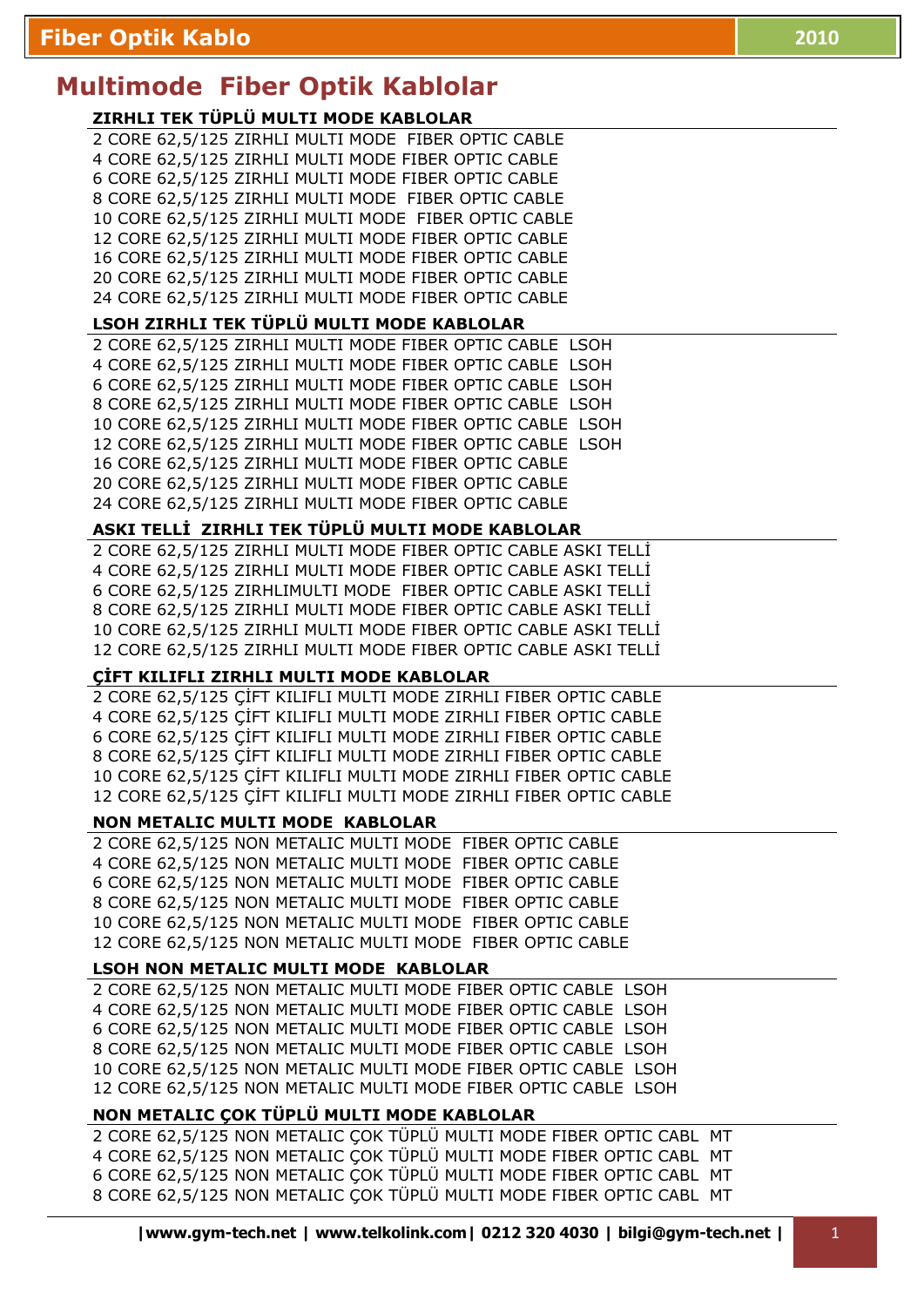# Multimode Fiber Optik Kablolar

### ZIRHLI TEK TÜPLÜ MULTI MODE KABLOLAR

2 CORE 62,5/125 ZIRHLI MULTI MODE FIBER OPTIC CABLE
4 CORE 62,5/125 ZIRHLI MULTI MODE FIBER OPTIC CABLE
6 CORE 62,5/125 ZIRHLI MULTI MODE FIBER OPTIC CABLE
8 CORE 62,5/125 ZIRHLI MULTI MODE FIBER OPTIC CABLE
10 CORE 62,5/125 ZIRHLI MULTI MODE FIBER OPTIC CABLE
12 CORE 62,5/125 ZIRHLI MULTI MODE FIBER OPTIC CABLE
16 CORE 62,5/125 ZIRHLI MULTI MODE FIBER OPTIC CABLE
20 CORE 62,5/125 ZIRHLI MULTI MODE FIBER OPTIC CABLE
24 CORE 62,5/125 ZIRHLI MULTI MODE FIBER OPTIC CABLE

### LSOH ZIRHLI TEK TÜPLÜ MULTI MODE KABLOLAR

2 CORE 62,5/125 ZIRHLI MULTI MODE FIBER OPTIC CABLE LSOH
4 CORE 62,5/125 ZIRHLI MULTI MODE FIBER OPTIC CABLE LSOH
6 CORE 62,5/125 ZIRHLI MULTI MODE FIBER OPTIC CABLE LSOH
8 CORE 62,5/125 ZIRHLI MULTI MODE FIBER OPTIC CABLE LSOH
10 CORE 62,5/125 ZIRHLI MULTI MODE FIBER OPTIC CABLE LSOH
12 CORE 62,5/125 ZIRHLI MULTI MODE FIBER OPTIC CABLE LSOH
16 CORE 62,5/125 ZIRHLI MULTI MODE FIBER OPTIC CABLE
20 CORE 62,5/125 ZIRHLI MULTI MODE FIBER OPTIC CABLE
24 CORE 62,5/125 ZIRHLI MULTI MODE FIBER OPTIC CABLE

### ASKI TELLİ ZIRHLI TEK TÜPLÜ MULTI MODE KABLOLAR

2 CORE 62,5/125 ZIRHLI MULTI MODE FIBER OPTIC CABLE ASKI TELLİ
4 CORE 62,5/125 ZIRHLI MULTI MODE FIBER OPTIC CABLE ASKI TELLİ
6 CORE 62,5/125 ZIRHLIMULTI MODE FIBER OPTIC CABLE ASKI TELLİ
8 CORE 62,5/125 ZIRHLI MULTI MODE FIBER OPTIC CABLE ASKI TELLİ
10 CORE 62,5/125 ZIRHLI MULTI MODE FIBER OPTIC CABLE ASKI TELLİ
12 CORE 62,5/125 ZIRHLI MULTI MODE FIBER OPTIC CABLE ASKI TELLİ

### ÇİFT KILIFLI ZIRHLI MULTI MODE KABLOLAR

2 CORE 62,5/125 ÇİFT KILIFLI MULTI MODE ZIRHLI FIBER OPTIC CABLE
4 CORE 62,5/125 ÇİFT KILIFLI MULTI MODE ZIRHLI FIBER OPTIC CABLE
6 CORE 62,5/125 ÇİFT KILIFLI MULTI MODE ZIRHLI FIBER OPTIC CABLE
8 CORE 62,5/125 ÇİFT KILIFLI MULTI MODE ZIRHLI FIBER OPTIC CABLE
10 CORE 62,5/125 ÇİFT KILIFLI MULTI MODE ZIRHLI FIBER OPTIC CABLE
12 CORE 62,5/125 ÇİFT KILIFLI MULTI MODE ZIRHLI FIBER OPTIC CABLE

### NON METALIC MULTI MODE KABLOLAR

2 CORE 62,5/125 NON METALIC MULTI MODE FIBER OPTIC CABLE
4 CORE 62,5/125 NON METALIC MULTI MODE FIBER OPTIC CABLE
6 CORE 62,5/125 NON METALIC MULTI MODE FIBER OPTIC CABLE
8 CORE 62,5/125 NON METALIC MULTI MODE FIBER OPTIC CABLE
10 CORE 62,5/125 NON METALIC MULTI MODE FIBER OPTIC CABLE
12 CORE 62,5/125 NON METALIC MULTI MODE FIBER OPTIC CABLE

### LSOH NON METALIC MULTI MODE KABLOLAR

2 CORE 62,5/125 NON METALIC MULTI MODE FIBER OPTIC CABLE LSOH
4 CORE 62,5/125 NON METALIC MULTI MODE FIBER OPTIC CABLE LSOH
6 CORE 62,5/125 NON METALIC MULTI MODE FIBER OPTIC CABLE LSOH
8 CORE 62,5/125 NON METALIC MULTI MODE FIBER OPTIC CABLE LSOH
10 CORE 62,5/125 NON METALIC MULTI MODE FIBER OPTIC CABLE LSOH
12 CORE 62,5/125 NON METALIC MULTI MODE FIBER OPTIC CABLE LSOH

### NON METALIC ÇOK TÜPLÜ MULTI MODE KABLOLAR

2 CORE 62,5/125 NON METALIC ÇOK TÜPLÜ MULTI MODE FIBER OPTIC CABL MT
4 CORE 62,5/125 NON METALIC ÇOK TÜPLÜ MULTI MODE FIBER OPTIC CABL MT
6 CORE 62,5/125 NON METALIC ÇOK TÜPLÜ MULTI MODE FIBER OPTIC CABL MT
8 CORE 62,5/125 NON METALIC ÇOK TÜPLÜ MULTI MODE FIBER OPTIC CABL MT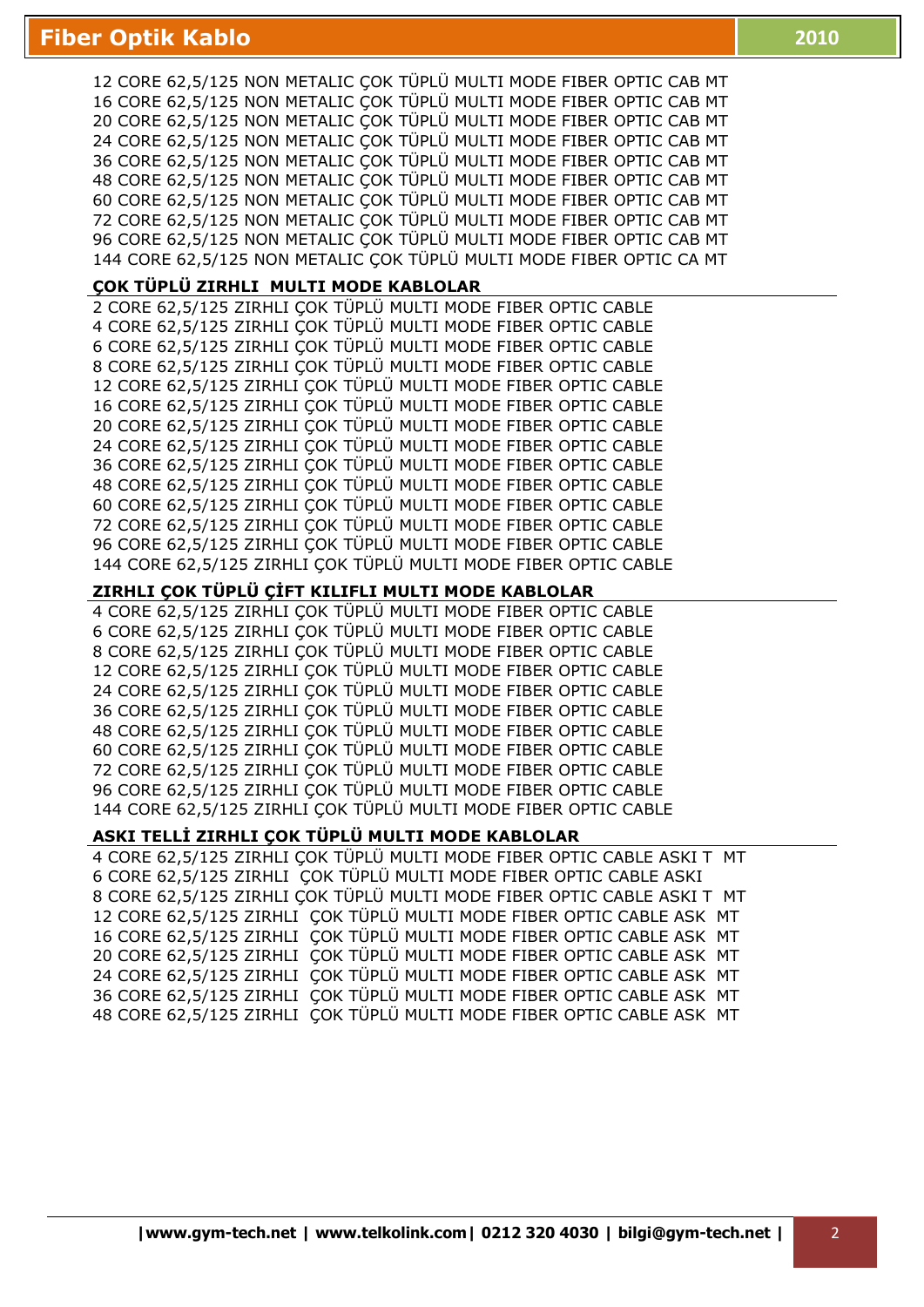12 CORE 62,5/125 NON METALIC ÇOK TÜPLÜ MULTI MODE FIBER OPTIC CAB MT
16 CORE 62,5/125 NON METALIC ÇOK TÜPLÜ MULTI MODE FIBER OPTIC CAB MT
20 CORE 62,5/125 NON METALIC ÇOK TÜPLÜ MULTI MODE FIBER OPTIC CAB MT
24 CORE 62,5/125 NON METALIC ÇOK TÜPLÜ MULTI MODE FIBER OPTIC CAB MT
36 CORE 62,5/125 NON METALIC ÇOK TÜPLÜ MULTI MODE FIBER OPTIC CAB MT
48 CORE 62,5/125 NON METALIC ÇOK TÜPLÜ MULTI MODE FIBER OPTIC CAB MT
60 CORE 62,5/125 NON METALIC ÇOK TÜPLÜ MULTI MODE FIBER OPTIC CAB MT
72 CORE 62,5/125 NON METALIC ÇOK TÜPLÜ MULTI MODE FIBER OPTIC CAB MT
96 CORE 62,5/125 NON METALIC ÇOK TÜPLÜ MULTI MODE FIBER OPTIC CAB MT
144 CORE 62,5/125 NON METALIC ÇOK TÜPLÜ MULTI MODE FIBER OPTIC CA MT

## ÇOK TÜPLÜ ZIRHLI MULTI MODE KABLOLAR

2 CORE 62,5/125 ZIRHLI ÇOK TÜPLÜ MULTI MODE FIBER OPTIC CABLE
4 CORE 62,5/125 ZIRHLI ÇOK TÜPLÜ MULTI MODE FIBER OPTIC CABLE
6 CORE 62,5/125 ZIRHLI ÇOK TÜPLÜ MULTI MODE FIBER OPTIC CABLE
8 CORE 62,5/125 ZIRHLI ÇOK TÜPLÜ MULTI MODE FIBER OPTIC CABLE
12 CORE 62,5/125 ZIRHLI ÇOK TÜPLÜ MULTI MODE FIBER OPTIC CABLE
16 CORE 62,5/125 ZIRHLI ÇOK TÜPLÜ MULTI MODE FIBER OPTIC CABLE
20 CORE 62,5/125 ZIRHLI ÇOK TÜPLÜ MULTI MODE FIBER OPTIC CABLE
24 CORE 62,5/125 ZIRHLI ÇOK TÜPLÜ MULTI MODE FIBER OPTIC CABLE
36 CORE 62,5/125 ZIRHLI ÇOK TÜPLÜ MULTI MODE FIBER OPTIC CABLE
48 CORE 62,5/125 ZIRHLI ÇOK TÜPLÜ MULTI MODE FIBER OPTIC CABLE
60 CORE 62,5/125 ZIRHLI ÇOK TÜPLÜ MULTI MODE FIBER OPTIC CABLE
72 CORE 62,5/125 ZIRHLI ÇOK TÜPLÜ MULTI MODE FIBER OPTIC CABLE
96 CORE 62,5/125 ZIRHLI ÇOK TÜPLÜ MULTI MODE FIBER OPTIC CABLE
144 CORE 62,5/125 ZIRHLI ÇOK TÜPLÜ MULTI MODE FIBER OPTIC CABLE

## ZIRHLI ÇOK TÜPLÜ ÇİFT KILIFLI MULTI MODE KABLOLAR

4 CORE 62,5/125 ZIRHLI ÇOK TÜPLÜ MULTI MODE FIBER OPTIC CABLE
6 CORE 62,5/125 ZIRHLI ÇOK TÜPLÜ MULTI MODE FIBER OPTIC CABLE
8 CORE 62,5/125 ZIRHLI ÇOK TÜPLÜ MULTI MODE FIBER OPTIC CABLE
12 CORE 62,5/125 ZIRHLI ÇOK TÜPLÜ MULTI MODE FIBER OPTIC CABLE
24 CORE 62,5/125 ZIRHLI ÇOK TÜPLÜ MULTI MODE FIBER OPTIC CABLE
36 CORE 62,5/125 ZIRHLI ÇOK TÜPLÜ MULTI MODE FIBER OPTIC CABLE
48 CORE 62,5/125 ZIRHLI ÇOK TÜPLÜ MULTI MODE FIBER OPTIC CABLE
60 CORE 62,5/125 ZIRHLI ÇOK TÜPLÜ MULTI MODE FIBER OPTIC CABLE
72 CORE 62,5/125 ZIRHLI ÇOK TÜPLÜ MULTI MODE FIBER OPTIC CABLE
96 CORE 62,5/125 ZIRHLI ÇOK TÜPLÜ MULTI MODE FIBER OPTIC CABLE
144 CORE 62,5/125 ZIRHLI ÇOK TÜPLÜ MULTI MODE FIBER OPTIC CABLE

## ASKI TELLİ ZIRHLI ÇOK TÜPLÜ MULTI MODE KABLOLAR

4 CORE 62,5/125 ZIRHLI ÇOK TÜPLÜ MULTI MODE FIBER OPTIC CABLE ASKI T MT
6 CORE 62,5/125 ZIRHLI ÇOK TÜPLÜ MULTI MODE FIBER OPTIC CABLE ASKI
8 CORE 62,5/125 ZIRHLI ÇOK TÜPLÜ MULTI MODE FIBER OPTIC CABLE ASKI T MT
12 CORE 62,5/125 ZIRHLI ÇOK TÜPLÜ MULTI MODE FIBER OPTIC CABLE ASK MT
16 CORE 62,5/125 ZIRHLI ÇOK TÜPLÜ MULTI MODE FIBER OPTIC CABLE ASK MT
20 CORE 62,5/125 ZIRHLI ÇOK TÜPLÜ MULTI MODE FIBER OPTIC CABLE ASK MT
24 CORE 62,5/125 ZIRHLI ÇOK TÜPLÜ MULTI MODE FIBER OPTIC CABLE ASK MT
36 CORE 62,5/125 ZIRHLI ÇOK TÜPLÜ MULTI MODE FIBER OPTIC CABLE ASK MT
48 CORE 62,5/125 ZIRHLI ÇOK TÜPLÜ MULTI MODE FIBER OPTIC CABLE ASK MT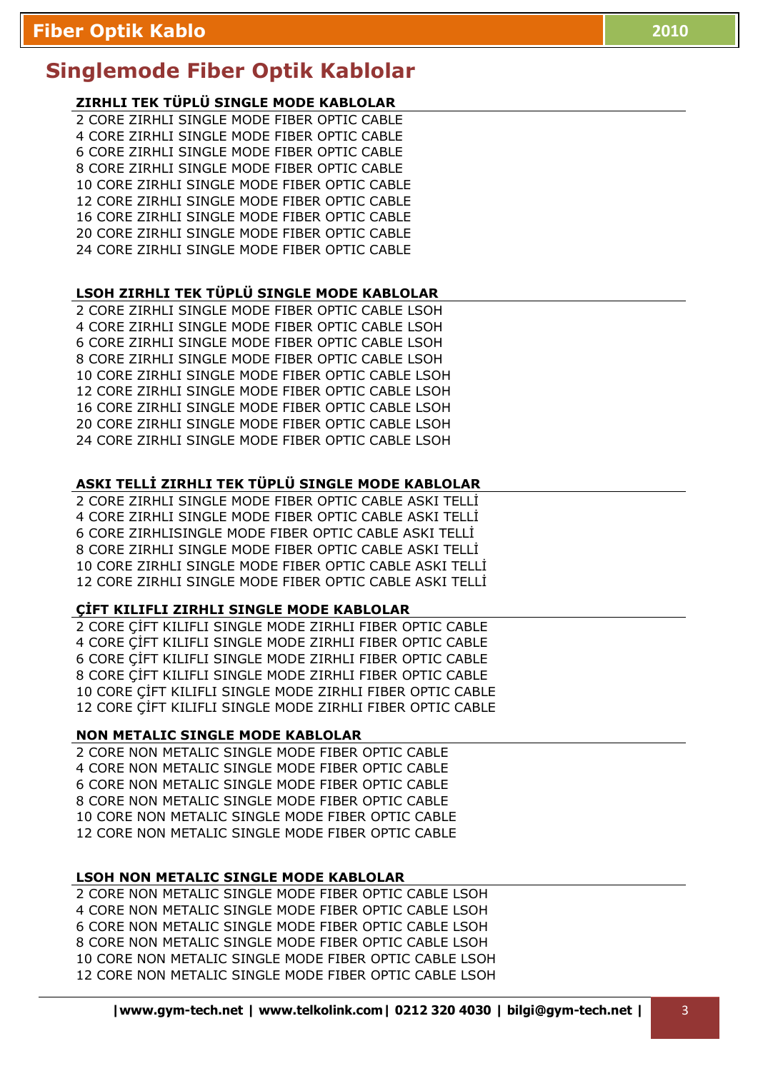# Singlemode Fiber Optik Kablolar

### ZIRHLI TEK TÜPLÜ SINGLE MODE KABLOLAR

2 CORE ZIRHLI SINGLE MODE FIBER OPTIC CABLE
4 CORE ZIRHLI SINGLE MODE FIBER OPTIC CABLE
6 CORE ZIRHLI SINGLE MODE FIBER OPTIC CABLE
8 CORE ZIRHLI SINGLE MODE FIBER OPTIC CABLE
10 CORE ZIRHLI SINGLE MODE FIBER OPTIC CABLE
12 CORE ZIRHLI SINGLE MODE FIBER OPTIC CABLE
16 CORE ZIRHLI SINGLE MODE FIBER OPTIC CABLE
20 CORE ZIRHLI SINGLE MODE FIBER OPTIC CABLE
24 CORE ZIRHLI SINGLE MODE FIBER OPTIC CABLE

### LSOH ZIRHLI TEK TÜPLÜ SINGLE MODE KABLOLAR

2 CORE ZIRHLI SINGLE MODE FIBER OPTIC CABLE LSOH
4 CORE ZIRHLI SINGLE MODE FIBER OPTIC CABLE LSOH
6 CORE ZIRHLI SINGLE MODE FIBER OPTIC CABLE LSOH
8 CORE ZIRHLI SINGLE MODE FIBER OPTIC CABLE LSOH
10 CORE ZIRHLI SINGLE MODE FIBER OPTIC CABLE LSOH
12 CORE ZIRHLI SINGLE MODE FIBER OPTIC CABLE LSOH
16 CORE ZIRHLI SINGLE MODE FIBER OPTIC CABLE LSOH
20 CORE ZIRHLI SINGLE MODE FIBER OPTIC CABLE LSOH
24 CORE ZIRHLI SINGLE MODE FIBER OPTIC CABLE LSOH

### ASKI TELLİ ZIRHLI TEK TÜPLÜ SINGLE MODE KABLOLAR

2 CORE ZIRHLI SINGLE MODE FIBER OPTIC CABLE ASKI TELLİ
4 CORE ZIRHLI SINGLE MODE FIBER OPTIC CABLE ASKI TELLİ
6 CORE ZIRHLISINGLE MODE FIBER OPTIC CABLE ASKI TELLİ
8 CORE ZIRHLI SINGLE MODE FIBER OPTIC CABLE ASKI TELLİ
10 CORE ZIRHLI SINGLE MODE FIBER OPTIC CABLE ASKI TELLİ
12 CORE ZIRHLI SINGLE MODE FIBER OPTIC CABLE ASKI TELLİ

### ÇİFT KILIFLI ZIRHLI SINGLE MODE KABLOLAR

2 CORE ÇİFT KILIFLI SINGLE MODE ZIRHLI FIBER OPTIC CABLE
4 CORE ÇİFT KILIFLI SINGLE MODE ZIRHLI FIBER OPTIC CABLE
6 CORE ÇİFT KILIFLI SINGLE MODE ZIRHLI FIBER OPTIC CABLE
8 CORE ÇİFT KILIFLI SINGLE MODE ZIRHLI FIBER OPTIC CABLE
10 CORE ÇİFT KILIFLI SINGLE MODE ZIRHLI FIBER OPTIC CABLE
12 CORE ÇİFT KILIFLI SINGLE MODE ZIRHLI FIBER OPTIC CABLE

### NON METALIC SINGLE MODE KABLOLAR

2 CORE NON METALIC SINGLE MODE FIBER OPTIC CABLE
4 CORE NON METALIC SINGLE MODE FIBER OPTIC CABLE
6 CORE NON METALIC SINGLE MODE FIBER OPTIC CABLE
8 CORE NON METALIC SINGLE MODE FIBER OPTIC CABLE
10 CORE NON METALIC SINGLE MODE FIBER OPTIC CABLE
12 CORE NON METALIC SINGLE MODE FIBER OPTIC CABLE

### LSOH NON METALIC SINGLE MODE KABLOLAR

2 CORE NON METALIC SINGLE MODE FIBER OPTIC CABLE LSOH
4 CORE NON METALIC SINGLE MODE FIBER OPTIC CABLE LSOH
6 CORE NON METALIC SINGLE MODE FIBER OPTIC CABLE LSOH
8 CORE NON METALIC SINGLE MODE FIBER OPTIC CABLE LSOH
10 CORE NON METALIC SINGLE MODE FIBER OPTIC CABLE LSOH
12 CORE NON METALIC SINGLE MODE FIBER OPTIC CABLE LSOH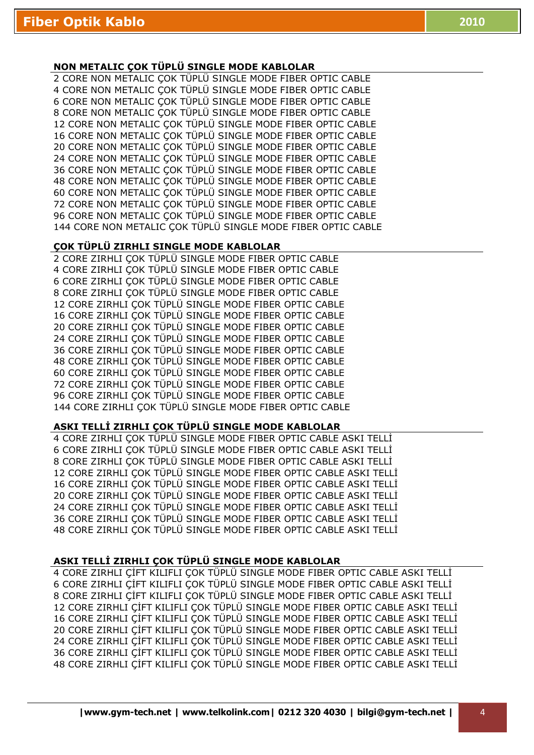## NON METALIC ÇOK TÜPLÜ SINGLE MODE KABLOLAR

2 CORE NON METALIC ÇOK TÜPLÜ SINGLE MODE FIBER OPTIC CABLE
4 CORE NON METALIC ÇOK TÜPLÜ SINGLE MODE FIBER OPTIC CABLE
6 CORE NON METALIC ÇOK TÜPLÜ SINGLE MODE FIBER OPTIC CABLE
8 CORE NON METALIC ÇOK TÜPLÜ SINGLE MODE FIBER OPTIC CABLE
12 CORE NON METALIC ÇOK TÜPLÜ SINGLE MODE FIBER OPTIC CABLE
16 CORE NON METALIC ÇOK TÜPLÜ SINGLE MODE FIBER OPTIC CABLE
20 CORE NON METALIC ÇOK TÜPLÜ SINGLE MODE FIBER OPTIC CABLE
24 CORE NON METALIC ÇOK TÜPLÜ SINGLE MODE FIBER OPTIC CABLE
36 CORE NON METALIC ÇOK TÜPLÜ SINGLE MODE FIBER OPTIC CABLE
48 CORE NON METALIC ÇOK TÜPLÜ SINGLE MODE FIBER OPTIC CABLE
60 CORE NON METALIC ÇOK TÜPLÜ SINGLE MODE FIBER OPTIC CABLE
72 CORE NON METALIC ÇOK TÜPLÜ SINGLE MODE FIBER OPTIC CABLE
96 CORE NON METALIC ÇOK TÜPLÜ SINGLE MODE FIBER OPTIC CABLE
144 CORE NON METALIC ÇOK TÜPLÜ SINGLE MODE FIBER OPTIC CABLE

## ÇOK TÜPLÜ ZIRHLI SINGLE MODE KABLOLAR

2 CORE ZIRHLI ÇOK TÜPLÜ SINGLE MODE FIBER OPTIC CABLE
4 CORE ZIRHLI ÇOK TÜPLÜ SINGLE MODE FIBER OPTIC CABLE
6 CORE ZIRHLI ÇOK TÜPLÜ SINGLE MODE FIBER OPTIC CABLE
8 CORE ZIRHLI ÇOK TÜPLÜ SINGLE MODE FIBER OPTIC CABLE
12 CORE ZIRHLI ÇOK TÜPLÜ SINGLE MODE FIBER OPTIC CABLE
16 CORE ZIRHLI ÇOK TÜPLÜ SINGLE MODE FIBER OPTIC CABLE
20 CORE ZIRHLI ÇOK TÜPLÜ SINGLE MODE FIBER OPTIC CABLE
24 CORE ZIRHLI ÇOK TÜPLÜ SINGLE MODE FIBER OPTIC CABLE
36 CORE ZIRHLI ÇOK TÜPLÜ SINGLE MODE FIBER OPTIC CABLE
48 CORE ZIRHLI ÇOK TÜPLÜ SINGLE MODE FIBER OPTIC CABLE
60 CORE ZIRHLI ÇOK TÜPLÜ SINGLE MODE FIBER OPTIC CABLE
72 CORE ZIRHLI ÇOK TÜPLÜ SINGLE MODE FIBER OPTIC CABLE
96 CORE ZIRHLI ÇOK TÜPLÜ SINGLE MODE FIBER OPTIC CABLE
144 CORE ZIRHLI ÇOK TÜPLÜ SINGLE MODE FIBER OPTIC CABLE

## ASKI TELLİ ZIRHLI ÇOK TÜPLÜ SINGLE MODE KABLOLAR

4 CORE ZIRHLI ÇOK TÜPLÜ SINGLE MODE FIBER OPTIC CABLE ASKI TELLİ
6 CORE ZIRHLI ÇOK TÜPLÜ SINGLE MODE FIBER OPTIC CABLE ASKI TELLİ
8 CORE ZIRHLI ÇOK TÜPLÜ SINGLE MODE FIBER OPTIC CABLE ASKI TELLİ
12 CORE ZIRHLI ÇOK TÜPLÜ SINGLE MODE FIBER OPTIC CABLE ASKI TELLİ
16 CORE ZIRHLI ÇOK TÜPLÜ SINGLE MODE FIBER OPTIC CABLE ASKI TELLİ
20 CORE ZIRHLI ÇOK TÜPLÜ SINGLE MODE FIBER OPTIC CABLE ASKI TELLİ
24 CORE ZIRHLI ÇOK TÜPLÜ SINGLE MODE FIBER OPTIC CABLE ASKI TELLİ
36 CORE ZIRHLI ÇOK TÜPLÜ SINGLE MODE FIBER OPTIC CABLE ASKI TELLİ
48 CORE ZIRHLI ÇOK TÜPLÜ SINGLE MODE FIBER OPTIC CABLE ASKI TELLİ

## ASKI TELLİ ZIRHLI ÇOK TÜPLÜ SINGLE MODE KABLOLAR

4 CORE ZIRHLI ÇİFT KILIFLI ÇOK TÜPLÜ SINGLE MODE FIBER OPTIC CABLE ASKI TELLİ
6 CORE ZIRHLI ÇİFT KILIFLI ÇOK TÜPLÜ SINGLE MODE FIBER OPTIC CABLE ASKI TELLİ
8 CORE ZIRHLI ÇİFT KILIFLI ÇOK TÜPLÜ SINGLE MODE FIBER OPTIC CABLE ASKI TELLİ
12 CORE ZIRHLI ÇİFT KILIFLI ÇOK TÜPLÜ SINGLE MODE FIBER OPTIC CABLE ASKI TELLİ
16 CORE ZIRHLI ÇİFT KILIFLI ÇOK TÜPLÜ SINGLE MODE FIBER OPTIC CABLE ASKI TELLİ
20 CORE ZIRHLI ÇİFT KILIFLI ÇOK TÜPLÜ SINGLE MODE FIBER OPTIC CABLE ASKI TELLİ
24 CORE ZIRHLI ÇİFT KILIFLI ÇOK TÜPLÜ SINGLE MODE FIBER OPTIC CABLE ASKI TELLİ
36 CORE ZIRHLI ÇİFT KILIFLI ÇOK TÜPLÜ SINGLE MODE FIBER OPTIC CABLE ASKI TELLİ
48 CORE ZIRHLI ÇİFT KILIFLI ÇOK TÜPLÜ SINGLE MODE FIBER OPTIC CABLE ASKI TELLİ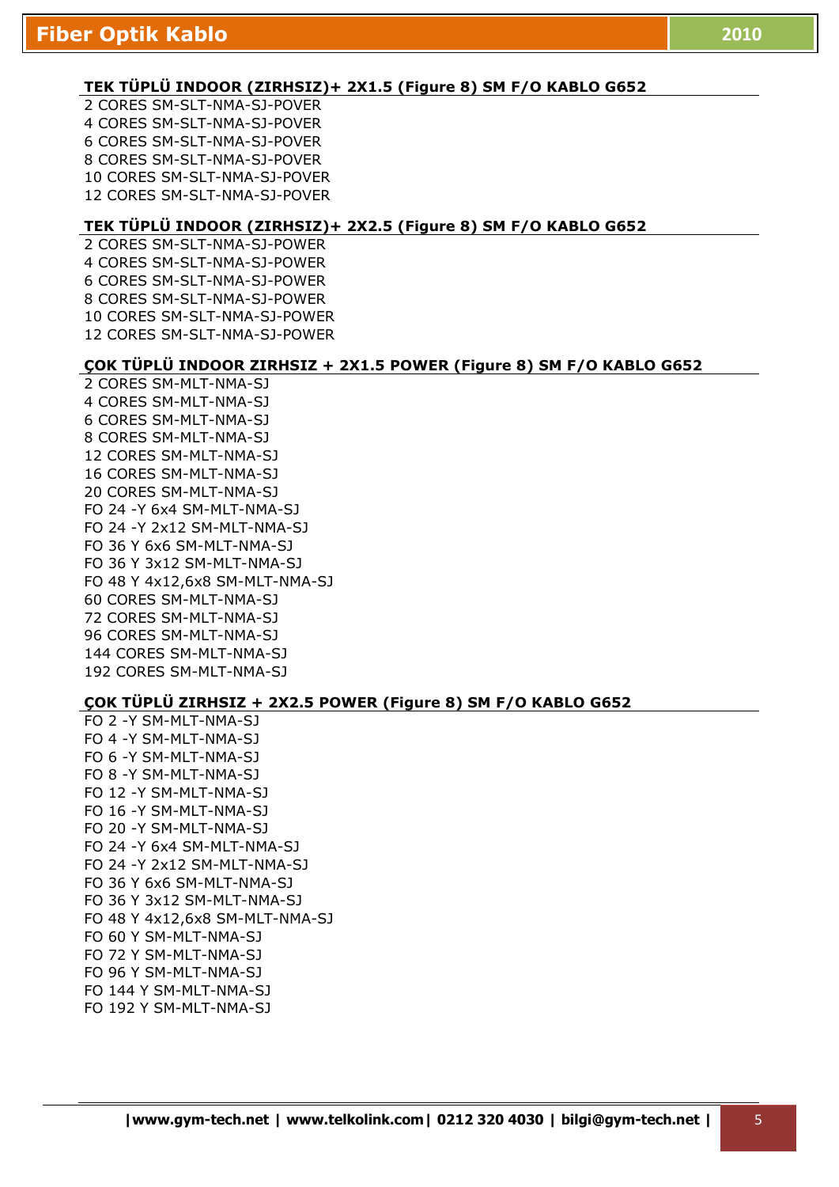### TEK TÜPLÜ INDOOR (ZIRHSIZ)+ 2X1.5 (Figure 8) SM F/O KABLO G652

2 CORES SM-SLT-NMA-SJ-POVER
4 CORES SM-SLT-NMA-SJ-POVER
6 CORES SM-SLT-NMA-SJ-POVER
8 CORES SM-SLT-NMA-SJ-POVER
10 CORES SM-SLT-NMA-SJ-POVER
12 CORES SM-SLT-NMA-SJ-POVER

### TEK TÜPLÜ INDOOR (ZIRHSIZ)+ 2X2.5 (Figure 8) SM F/O KABLO G652

2 CORES SM-SLT-NMA-SJ-POWER
4 CORES SM-SLT-NMA-SJ-POWER
6 CORES SM-SLT-NMA-SJ-POWER
8 CORES SM-SLT-NMA-SJ-POWER
10 CORES SM-SLT-NMA-SJ-POWER
12 CORES SM-SLT-NMA-SJ-POWER

### ÇOK TÜPLÜ INDOOR ZIRHSIZ + 2X1.5 POWER (Figure 8) SM F/O KABLO G652

2 CORES SM-MLT-NMA-SJ
4 CORES SM-MLT-NMA-SJ
6 CORES SM-MLT-NMA-SJ
8 CORES SM-MLT-NMA-SJ
12 CORES SM-MLT-NMA-SJ
16 CORES SM-MLT-NMA-SJ
20 CORES SM-MLT-NMA-SJ
FO 24 -Y 6x4 SM-MLT-NMA-SJ
FO 24 -Y 2x12 SM-MLT-NMA-SJ
FO 36 Y 6x6 SM-MLT-NMA-SJ
FO 36 Y 3x12 SM-MLT-NMA-SJ
FO 48 Y 4x12,6x8 SM-MLT-NMA-SJ
60 CORES SM-MLT-NMA-SJ
72 CORES SM-MLT-NMA-SJ
96 CORES SM-MLT-NMA-SJ
144 CORES SM-MLT-NMA-SJ
192 CORES SM-MLT-NMA-SJ

### ÇOK TÜPLÜ ZIRHSIZ + 2X2.5 POWER (Figure 8) SM F/O KABLO G652

FO 2 -Y SM-MLT-NMA-SJ
FO 4 -Y SM-MLT-NMA-SJ
FO 6 -Y SM-MLT-NMA-SJ
FO 8 -Y SM-MLT-NMA-SJ
FO 12 -Y SM-MLT-NMA-SJ
FO 16 -Y SM-MLT-NMA-SJ
FO 20 -Y SM-MLT-NMA-SJ
FO 24 -Y 6x4 SM-MLT-NMA-SJ
FO 24 -Y 2x12 SM-MLT-NMA-SJ
FO 36 Y 6x6 SM-MLT-NMA-SJ
FO 36 Y 3x12 SM-MLT-NMA-SJ
FO 48 Y 4x12,6x8 SM-MLT-NMA-SJ
FO 60 Y SM-MLT-NMA-SJ
FO 72 Y SM-MLT-NMA-SJ
FO 96 Y SM-MLT-NMA-SJ
FO 144 Y SM-MLT-NMA-SJ
FO 192 Y SM-MLT-NMA-SJ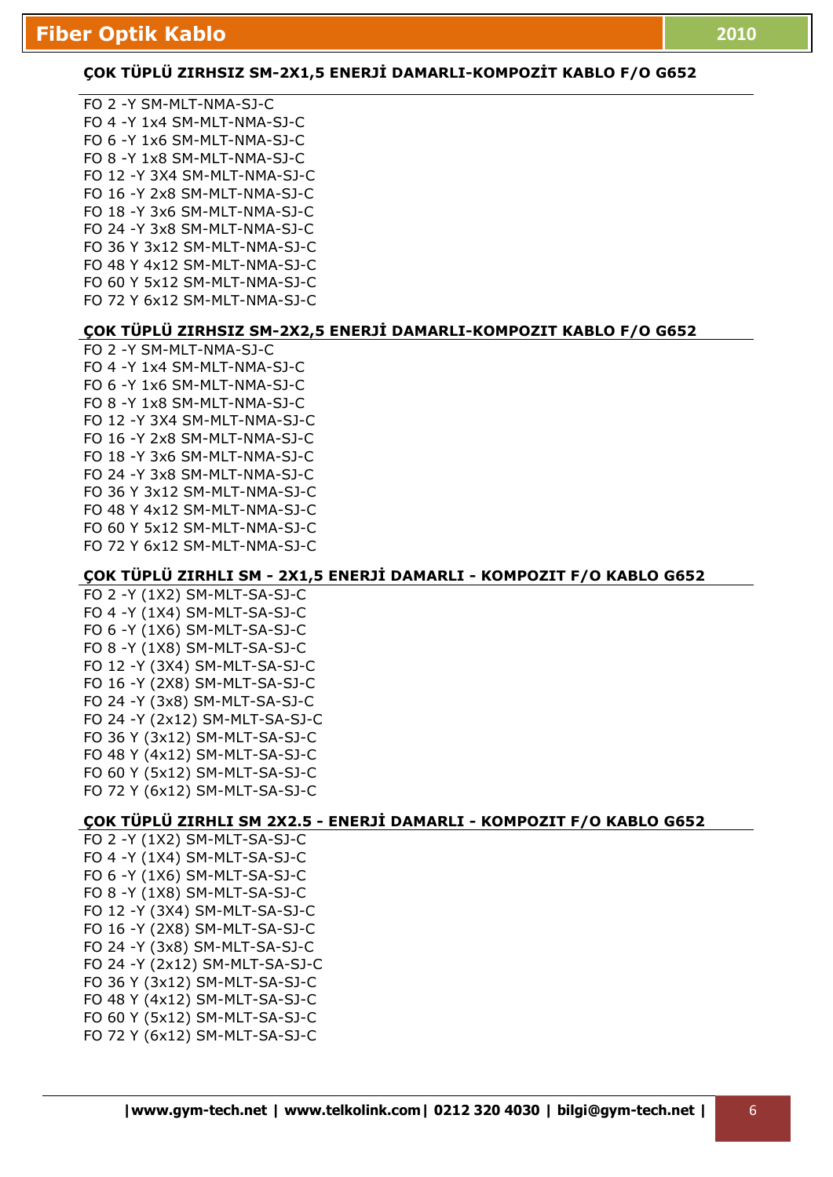### ÇOK TÜPLÜ ZIRHSIZ SM-2X1,5 ENERJİ DAMARLI-KOMPOZİT KABLO F/O G652

FO 2 -Y SM-MLT-NMA-SJ-C
FO 4 -Y 1x4 SM-MLT-NMA-SJ-C
FO 6 -Y 1x6 SM-MLT-NMA-SJ-C
FO 8 -Y 1x8 SM-MLT-NMA-SJ-C
FO 12 -Y 3X4 SM-MLT-NMA-SJ-C
FO 16 -Y 2x8 SM-MLT-NMA-SJ-C
FO 18 -Y 3x6 SM-MLT-NMA-SJ-C
FO 24 -Y 3x8 SM-MLT-NMA-SJ-C
FO 36 Y 3x12 SM-MLT-NMA-SJ-C
FO 48 Y 4x12 SM-MLT-NMA-SJ-C
FO 60 Y 5x12 SM-MLT-NMA-SJ-C
FO 72 Y 6x12 SM-MLT-NMA-SJ-C

### ÇOK TÜPLÜ ZIRHSIZ SM-2X2,5 ENERJİ DAMARLI-KOMPOZIT KABLO F/O G652

FO 2 -Y SM-MLT-NMA-SJ-C
FO 4 -Y 1x4 SM-MLT-NMA-SJ-C
FO 6 -Y 1x6 SM-MLT-NMA-SJ-C
FO 8 -Y 1x8 SM-MLT-NMA-SJ-C
FO 12 -Y 3X4 SM-MLT-NMA-SJ-C
FO 16 -Y 2x8 SM-MLT-NMA-SJ-C
FO 18 -Y 3x6 SM-MLT-NMA-SJ-C
FO 24 -Y 3x8 SM-MLT-NMA-SJ-C
FO 36 Y 3x12 SM-MLT-NMA-SJ-C
FO 48 Y 4x12 SM-MLT-NMA-SJ-C
FO 60 Y 5x12 SM-MLT-NMA-SJ-C
FO 72 Y 6x12 SM-MLT-NMA-SJ-C

### ÇOK TÜPLÜ ZIRHLI SM - 2X1,5 ENERJİ DAMARLI - KOMPOZIT F/O KABLO G652

FO 2 -Y (1X2) SM-MLT-SA-SJ-C
FO 4 -Y (1X4) SM-MLT-SA-SJ-C
FO 6 -Y (1X6) SM-MLT-SA-SJ-C
FO 8 -Y (1X8) SM-MLT-SA-SJ-C
FO 12 -Y (3X4) SM-MLT-SA-SJ-C
FO 16 -Y (2X8) SM-MLT-SA-SJ-C
FO 24 -Y (3x8) SM-MLT-SA-SJ-C
FO 24 -Y (2x12) SM-MLT-SA-SJ-C
FO 36 Y (3x12) SM-MLT-SA-SJ-C
FO 48 Y (4x12) SM-MLT-SA-SJ-C
FO 60 Y (5x12) SM-MLT-SA-SJ-C
FO 72 Y (6x12) SM-MLT-SA-SJ-C

### ÇOK TÜPLÜ ZIRHLI SM 2X2.5 - ENERJİ DAMARLI - KOMPOZIT F/O KABLO G652

FO 2 -Y (1X2) SM-MLT-SA-SJ-C
FO 4 -Y (1X4) SM-MLT-SA-SJ-C
FO 6 -Y (1X6) SM-MLT-SA-SJ-C
FO 8 -Y (1X8) SM-MLT-SA-SJ-C
FO 12 -Y (3X4) SM-MLT-SA-SJ-C
FO 16 -Y (2X8) SM-MLT-SA-SJ-C
FO 24 -Y (3x8) SM-MLT-SA-SJ-C
FO 24 -Y (2x12) SM-MLT-SA-SJ-C
FO 36 Y (3x12) SM-MLT-SA-SJ-C
FO 48 Y (4x12) SM-MLT-SA-SJ-C
FO 60 Y (5x12) SM-MLT-SA-SJ-C
FO 72 Y (6x12) SM-MLT-SA-SJ-C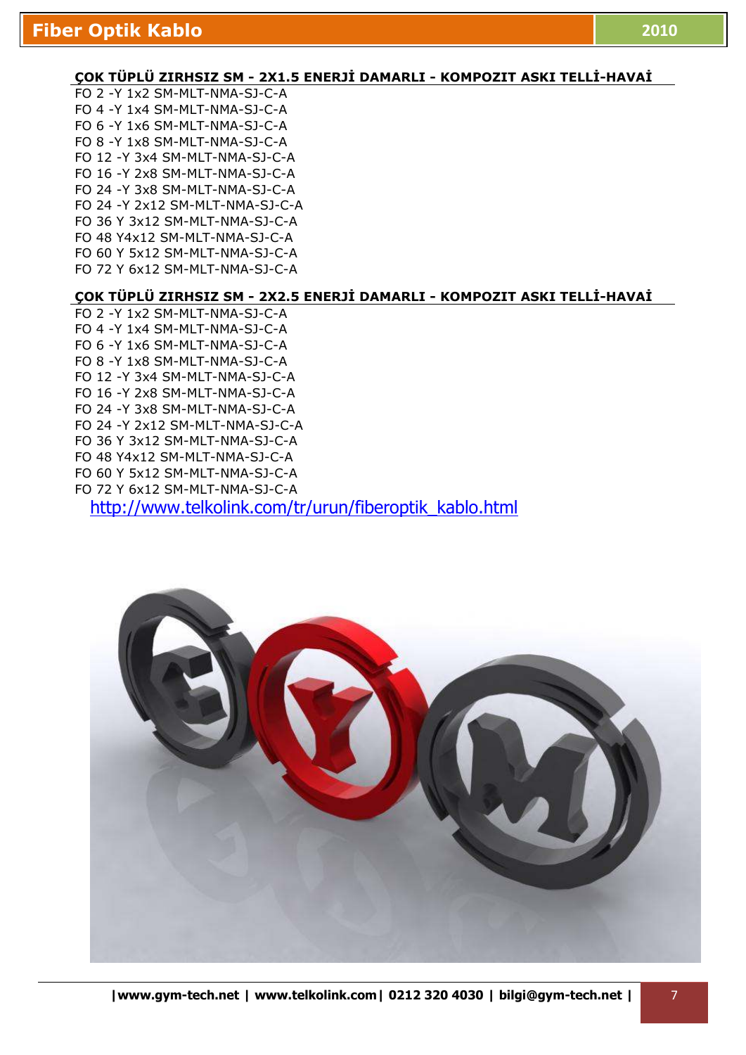## ÇOK TÜPLÜ ZIRHSIZ SM - 2X1.5 ENERJİ DAMARLI - KOMPOZIT ASKI TELLİ-HAVAİ

FO 2 -Y 1x2 SM-MLT-NMA-SJ-C-A
FO 4 -Y 1x4 SM-MLT-NMA-SJ-C-A
FO 6 -Y 1x6 SM-MLT-NMA-SJ-C-A
FO 8 -Y 1x8 SM-MLT-NMA-SJ-C-A
FO 12 -Y 3x4 SM-MLT-NMA-SJ-C-A
FO 16 -Y 2x8 SM-MLT-NMA-SJ-C-A
FO 24 -Y 3x8 SM-MLT-NMA-SJ-C-A
FO 24 -Y 2x12 SM-MLT-NMA-SJ-C-A
FO 36 Y 3x12 SM-MLT-NMA-SJ-C-A
FO 48 Y4x12 SM-MLT-NMA-SJ-C-A
FO 60 Y 5x12 SM-MLT-NMA-SJ-C-A
FO 72 Y 6x12 SM-MLT-NMA-SJ-C-A

## ÇOK TÜPLÜ ZIRHSIZ SM - 2X2.5 ENERJİ DAMARLI - KOMPOZIT ASKI TELLİ-HAVAİ

FO 2 -Y 1x2 SM-MLT-NMA-SJ-C-A
FO 4 -Y 1x4 SM-MLT-NMA-SJ-C-A
FO 6 -Y 1x6 SM-MLT-NMA-SJ-C-A
FO 8 -Y 1x8 SM-MLT-NMA-SJ-C-A
FO 12 -Y 3x4 SM-MLT-NMA-SJ-C-A
FO 16 -Y 2x8 SM-MLT-NMA-SJ-C-A
FO 24 -Y 3x8 SM-MLT-NMA-SJ-C-A
FO 24 -Y 2x12 SM-MLT-NMA-SJ-C-A
FO 36 Y 3x12 SM-MLT-NMA-SJ-C-A
FO 48 Y4x12 SM-MLT-NMA-SJ-C-A
FO 60 Y 5x12 SM-MLT-NMA-SJ-C-A
FO 72 Y 6x12 SM-MLT-NMA-SJ-C-A

http://www.telkolink.com/tr/urun/fiberoptik_kablo.html